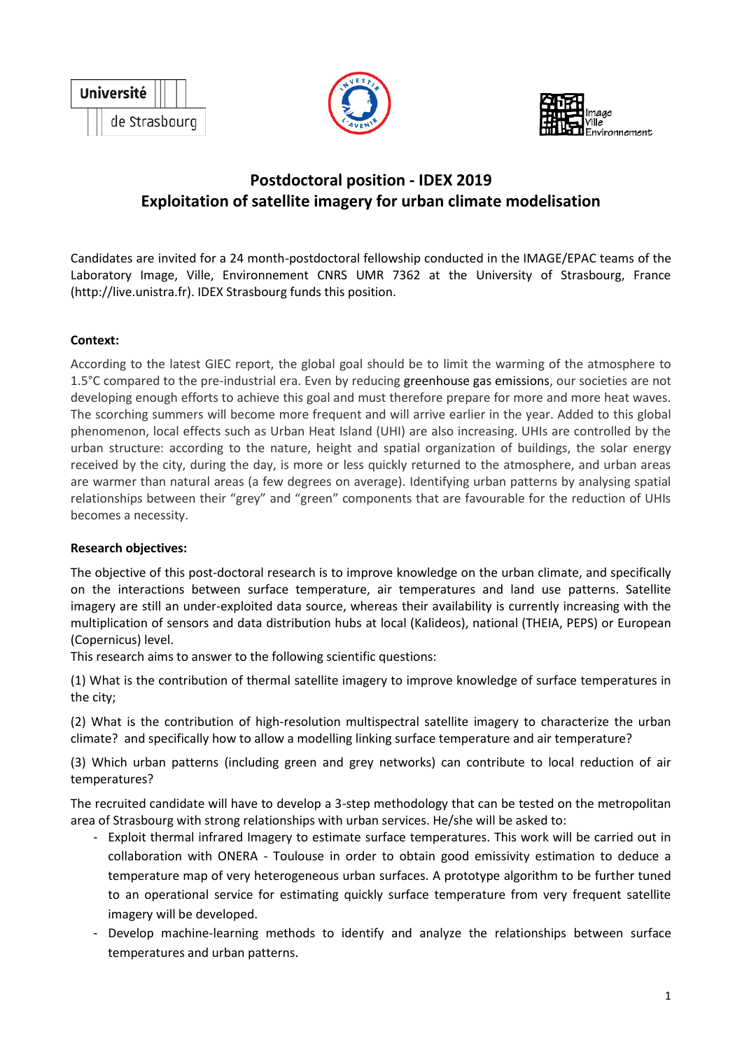# Postdoctoral position - IDEX 2019
# Exploitation of satellite imagery for urban climate modelisation

Candidates are invited for a 24 month-postdoctoral fellowship conducted in the IMAGE/EPAC teams of the Laboratory Image, Ville, Environnement CNRS UMR 7362 at the University of Strasbourg, France (http://live.unistra.fr). IDEX Strasbourg funds this position.

**Context:**

According to the latest GIEC report, the global goal should be to limit the warming of the atmosphere to 1.5°C compared to the pre-industrial era. Even by reducing greenhouse gas emissions, our societies are not developing enough efforts to achieve this goal and must therefore prepare for more and more heat waves. The scorching summers will become more frequent and will arrive earlier in the year. Added to this global phenomenon, local effects such as Urban Heat Island (UHI) are also increasing. UHIs are controlled by the urban structure: according to the nature, height and spatial organization of buildings, the solar energy received by the city, during the day, is more or less quickly returned to the atmosphere, and urban areas are warmer than natural areas (a few degrees on average). Identifying urban patterns by analysing spatial relationships between their "grey" and "green" components that are favourable for the reduction of UHIs becomes a necessity.

**Research objectives:**

The objective of this post-doctoral research is to improve knowledge on the urban climate, and specifically on the interactions between surface temperature, air temperatures and land use patterns. Satellite imagery are still an under-exploited data source, whereas their availability is currently increasing with the multiplication of sensors and data distribution hubs at local (Kalideos), national (THEIA, PEPS) or European (Copernicus) level.

This research aims to answer to the following scientific questions:

(1) What is the contribution of thermal satellite imagery to improve knowledge of surface temperatures in the city;

(2) What is the contribution of high-resolution multispectral satellite imagery to characterize the urban climate? and specifically how to allow a modelling linking surface temperature and air temperature?

(3) Which urban patterns (including green and grey networks) can contribute to local reduction of air temperatures?

The recruited candidate will have to develop a 3-step methodology that can be tested on the metropolitan area of Strasbourg with strong relationships with urban services. He/she will be asked to:

- Exploit thermal infrared Imagery to estimate surface temperatures. This work will be carried out in collaboration with ONERA - Toulouse in order to obtain good emissivity estimation to deduce a temperature map of very heterogeneous urban surfaces. A prototype algorithm to be further tuned to an operational service for estimating quickly surface temperature from very frequent satellite imagery will be developed.
- Develop machine-learning methods to identify and analyze the relationships between surface temperatures and urban patterns.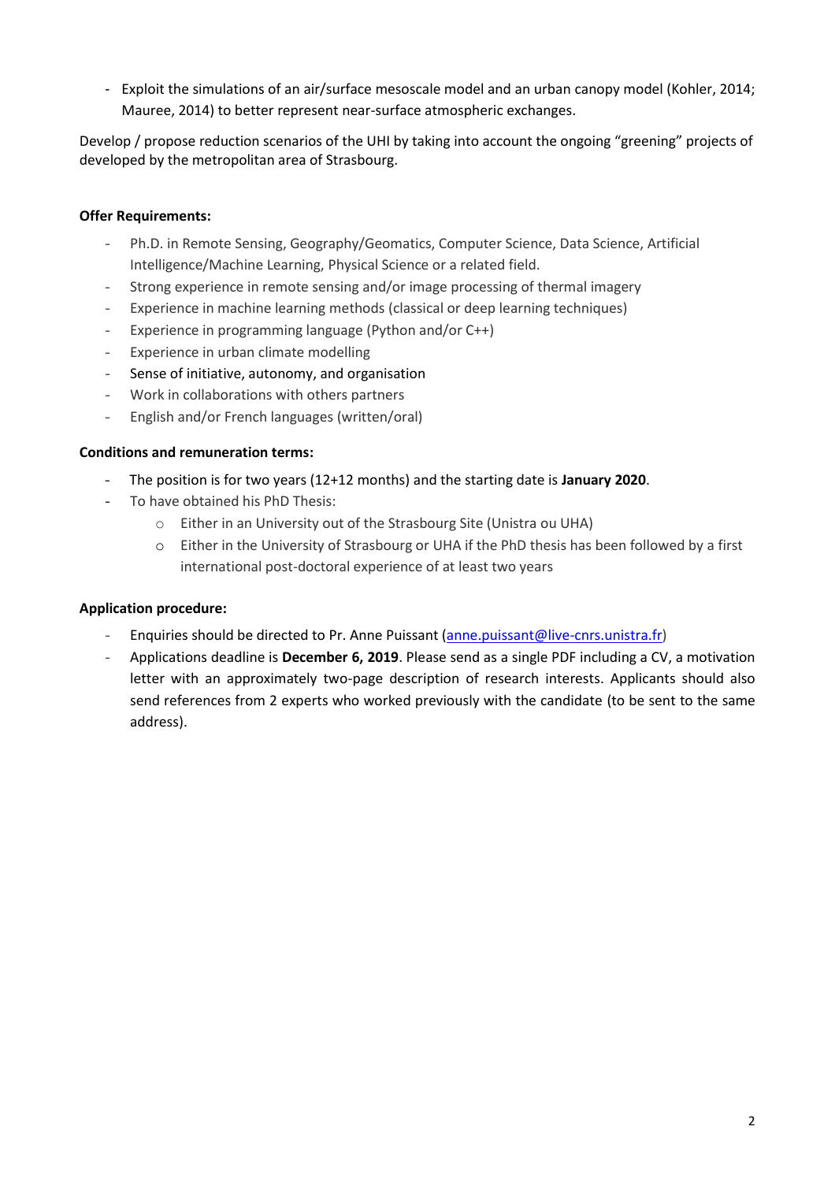- Exploit the simulations of an air/surface mesoscale model and an urban canopy model (Kohler, 2014; Mauree, 2014) to better represent near-surface atmospheric exchanges.

Develop / propose reduction scenarios of the UHI by taking into account the ongoing "greening" projects of developed by the metropolitan area of Strasbourg.

**Offer Requirements:**

- Ph.D. in Remote Sensing, Geography/Geomatics, Computer Science, Data Science, Artificial Intelligence/Machine Learning, Physical Science or a related field.
- Strong experience in remote sensing and/or image processing of thermal imagery
- Experience in machine learning methods (classical or deep learning techniques)
- Experience in programming language (Python and/or C++)
- Experience in urban climate modelling
- Sense of initiative, autonomy, and organisation
- Work in collaborations with others partners
- English and/or French languages (written/oral)

**Conditions and remuneration terms:**

- The position is for two years (12+12 months) and the starting date is **January 2020**.
- To have obtained his PhD Thesis:
  - Either in an University out of the Strasbourg Site (Unistra ou UHA)
  - Either in the University of Strasbourg or UHA if the PhD thesis has been followed by a first international post-doctoral experience of at least two years

**Application procedure:**

- Enquiries should be directed to Pr. Anne Puissant (anne.puissant@live-cnrs.unistra.fr)
- Applications deadline is **December 6, 2019**. Please send as a single PDF including a CV, a motivation letter with an approximately two-page description of research interests. Applicants should also send references from 2 experts who worked previously with the candidate (to be sent to the same address).